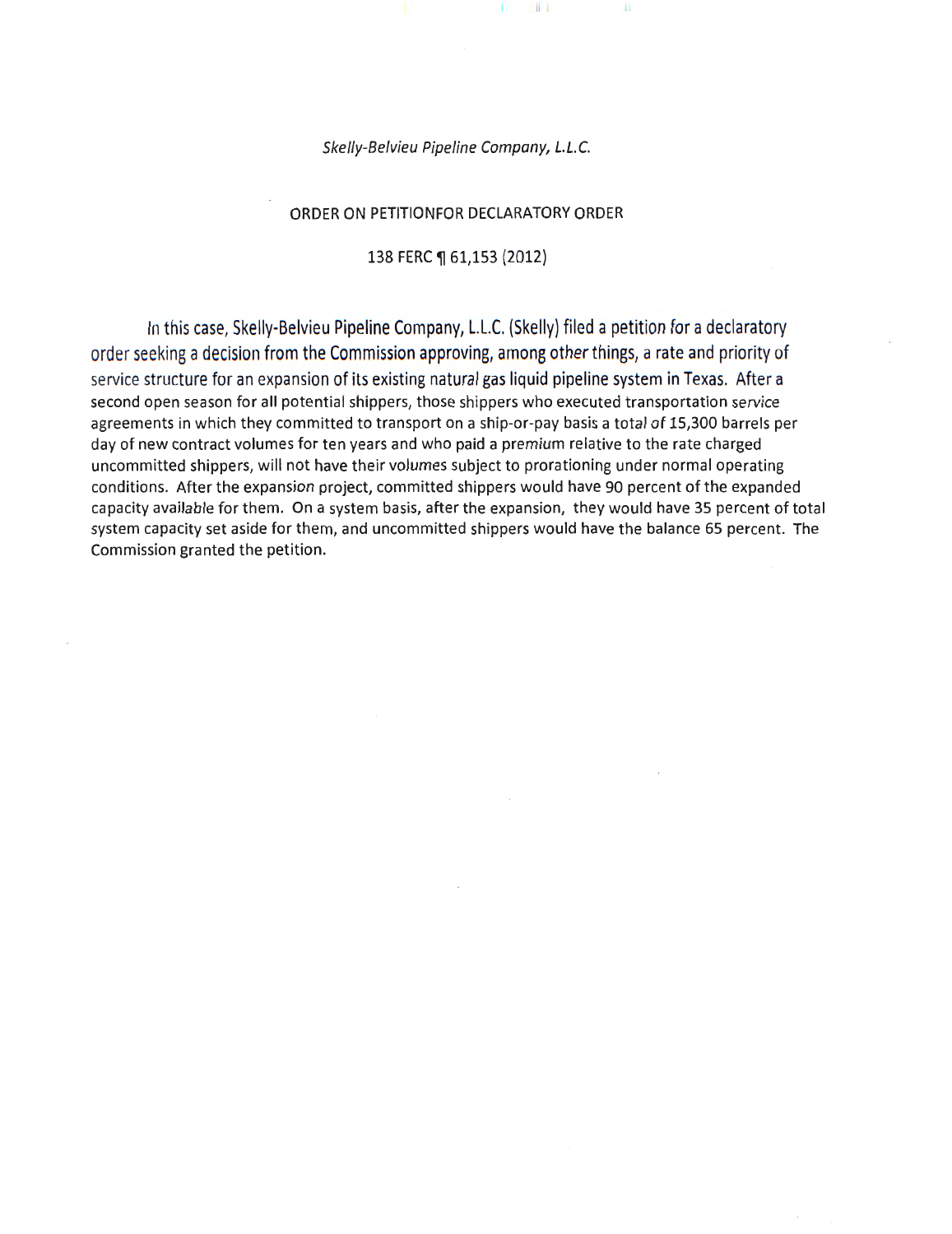*Skelly-Belvieu Pipeline Company, L.L.C.*

ORDER ON PETITIONFOR DECLARATORY ORDER

138 FERC ¶ 61,153 (2012)

In this case, Skelly-Belvieu Pipeline Company, L.L.C. (Skelly) filed a petition for a declaratory order seeking a decision from the Commission approving, among other things, a rate and priority of service structure for an expansion of its existing natural gas liquid pipeline system in Texas. After a second open season for all potential shippers, those shippers who executed transportation service agreements in which they committed to transport on a ship-or-pay basis a total of 15,300 barrels per day of new contract volumes for ten years and who paid a premium relative to the rate charged uncommitted shippers, will not have their volumes subject to prorationing under normal operating conditions. After the expansion project, committed shippers would have 90 percent of the expanded capacity available for them. On a system basis, after the expansion, they would have 35 percent of total system capacity set aside for them, and uncommitted shippers would have the balance 65 percent. The Commission granted the petition.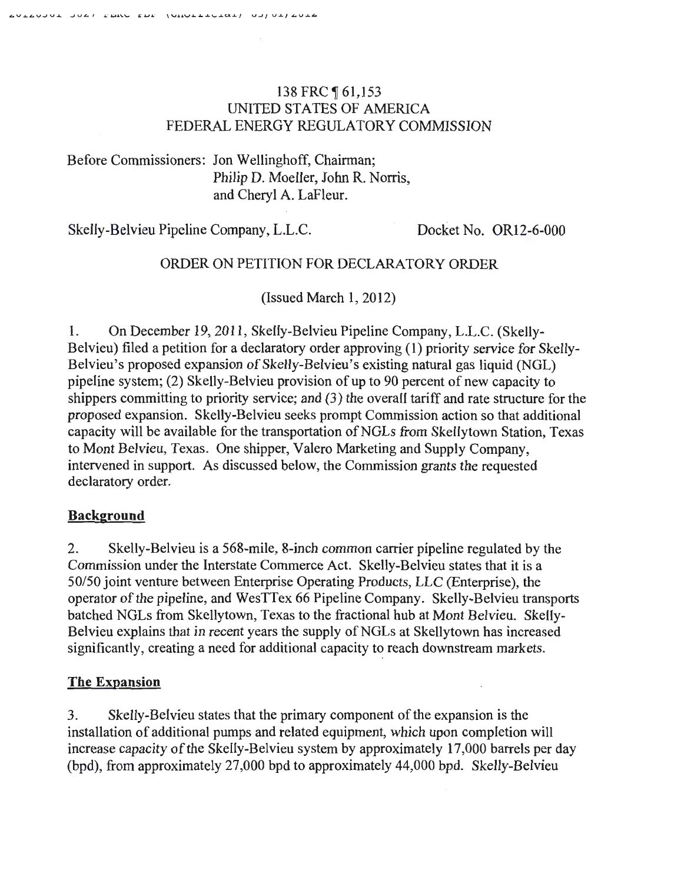138 FERC ¶ 61,153
UNITED STATES OF AMERICA
FEDERAL ENERGY REGULATORY COMMISSION

Before Commissioners: Jon Wellinghoff, Chairman;
Philip D. Moeller, John R. Norris,
and Cheryl A. LaFleur.

Skelly-Belvieu Pipeline Company, L.L.C. Docket No. OR12-6-000

ORDER ON PETITION FOR DECLARATORY ORDER

(Issued March 1, 2012)

1. On December 19, 2011, Skelly-Belvieu Pipeline Company, L.L.C. (Skelly-Belvieu) filed a petition for a declaratory order approving (1) priority service for Skelly-Belvieu's proposed expansion of Skelly-Belvieu's existing natural gas liquid (NGL) pipeline system; (2) Skelly-Belvieu provision of up to 90 percent of new capacity to shippers committing to priority service; and (3) the overall tariff and rate structure for the proposed expansion. Skelly-Belvieu seeks prompt Commission action so that additional capacity will be available for the transportation of NGLs from Skellytown Station, Texas to Mont Belvieu, Texas. One shipper, Valero Marketing and Supply Company, intervened in support. As discussed below, the Commission grants the requested declaratory order.

## Background

2. Skelly-Belvieu is a 568-mile, 8-inch common carrier pipeline regulated by the Commission under the Interstate Commerce Act. Skelly-Belvieu states that it is a 50/50 joint venture between Enterprise Operating Products, LLC (Enterprise), the operator of the pipeline, and WesTTex 66 Pipeline Company. Skelly-Belvieu transports batched NGLs from Skellytown, Texas to the fractional hub at Mont Belvieu. Skelly-Belvieu explains that in recent years the supply of NGLs at Skellytown has increased significantly, creating a need for additional capacity to reach downstream markets.

## The Expansion

3. Skelly-Belvieu states that the primary component of the expansion is the installation of additional pumps and related equipment, which upon completion will increase capacity of the Skelly-Belvieu system by approximately 17,000 barrels per day (bpd), from approximately 27,000 bpd to approximately 44,000 bpd. Skelly-Belvieu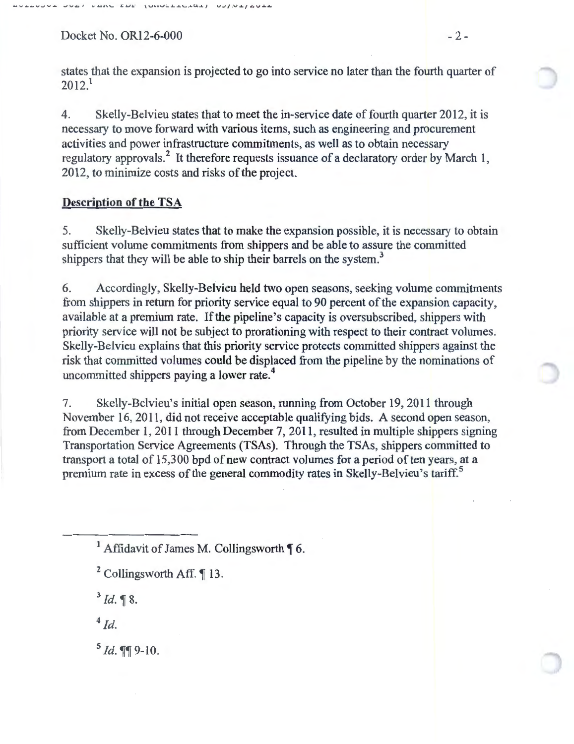states that the expansion is projected to go into service no later than the fourth quarter of 2012.[1]

4. Skelly-Belvieu states that to meet the in-service date of fourth quarter 2012, it is necessary to move forward with various items, such as engineering and procurement activities and power infrastructure commitments, as well as to obtain necessary regulatory approvals.[2] It therefore requests issuance of a declaratory order by March 1, 2012, to minimize costs and risks of the project.

## Description of the TSA

5. Skelly-Belvieu states that to make the expansion possible, it is necessary to obtain sufficient volume commitments from shippers and be able to assure the committed shippers that they will be able to ship their barrels on the system.[3]

6. Accordingly, Skelly-Belvieu held two open seasons, seeking volume commitments from shippers in return for priority service equal to 90 percent of the expansion capacity, available at a premium rate. If the pipeline's capacity is oversubscribed, shippers with priority service will not be subject to prorationing with respect to their contract volumes. Skelly-Belvieu explains that this priority service protects committed shippers against the risk that committed volumes could be displaced from the pipeline by the nominations of uncommitted shippers paying a lower rate.[4]

7. Skelly-Belvieu's initial open season, running from October 19, 2011 through November 16, 2011, did not receive acceptable qualifying bids. A second open season, from December 1, 2011 through December 7, 2011, resulted in multiple shippers signing Transportation Service Agreements (TSAs). Through the TSAs, shippers committed to transport a total of 15,300 bpd of new contract volumes for a period of ten years, at a premium rate in excess of the general commodity rates in Skelly-Belvieu's tariff.[5]

---

[1] Affidavit of James M. Collingsworth ¶ 6.

[2] Collingsworth Aff. ¶ 13.

[3] *Id.* ¶ 8.

[4] *Id.*

[5] *Id.* ¶¶ 9-10.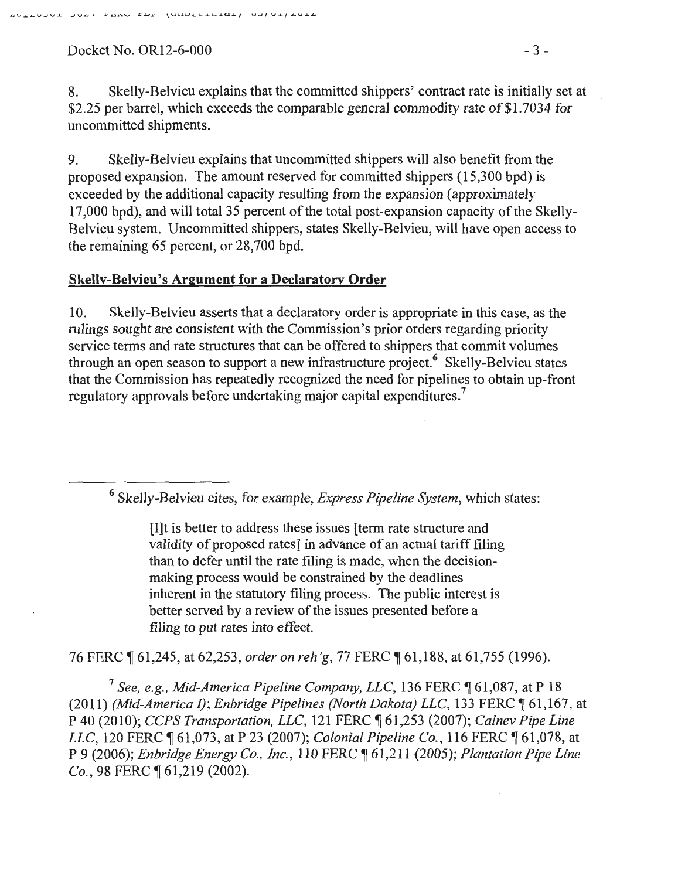8. Skelly-Belvieu explains that the committed shippers' contract rate is initially set at $2.25 per barrel, which exceeds the comparable general commodity rate of $1.7034 for uncommitted shipments.

9. Skelly-Belvieu explains that uncommitted shippers will also benefit from the proposed expansion. The amount reserved for committed shippers (15,300 bpd) is exceeded by the additional capacity resulting from the expansion (approximately 17,000 bpd), and will total 35 percent of the total post-expansion capacity of the Skelly-Belvieu system. Uncommitted shippers, states Skelly-Belvieu, will have open access to the remaining 65 percent, or 28,700 bpd.

**Skelly-Belvieu's Argument for a Declaratory Order**

10. Skelly-Belvieu asserts that a declaratory order is appropriate in this case, as the rulings sought are consistent with the Commission's prior orders regarding priority service terms and rate structures that can be offered to shippers that commit volumes through an open season to support a new infrastructure project.[6] Skelly-Belvieu states that the Commission has repeatedly recognized the need for pipelines to obtain up-front regulatory approvals before undertaking major capital expenditures.[7]

---

[6] Skelly-Belvieu cites, for example, *Express Pipeline System*, which states:

> [I]t is better to address these issues [term rate structure and validity of proposed rates] in advance of an actual tariff filing than to defer until the rate filing is made, when the decision-making process would be constrained by the deadlines inherent in the statutory filing process. The public interest is better served by a review of the issues presented before a filing to put rates into effect.

76 FERC ¶ 61,245, at 62,253, *order on reh'g*, 77 FERC ¶ 61,188, at 61,755 (1996).

[7] *See, e.g., Mid-America Pipeline Company, LLC*, 136 FERC ¶ 61,087, at P 18 (2011) *(Mid-America I)*; *Enbridge Pipelines (North Dakota) LLC*, 133 FERC ¶ 61,167, at P 40 (2010); *CCPS Transportation, LLC*, 121 FERC ¶ 61,253 (2007); *Calnev Pipe Line LLC*, 120 FERC ¶ 61,073, at P 23 (2007); *Colonial Pipeline Co.*, 116 FERC ¶ 61,078, at P 9 (2006); *Enbridge Energy Co., Inc.*, 110 FERC ¶ 61,211 (2005); *Plantation Pipe Line Co.*, 98 FERC ¶ 61,219 (2002).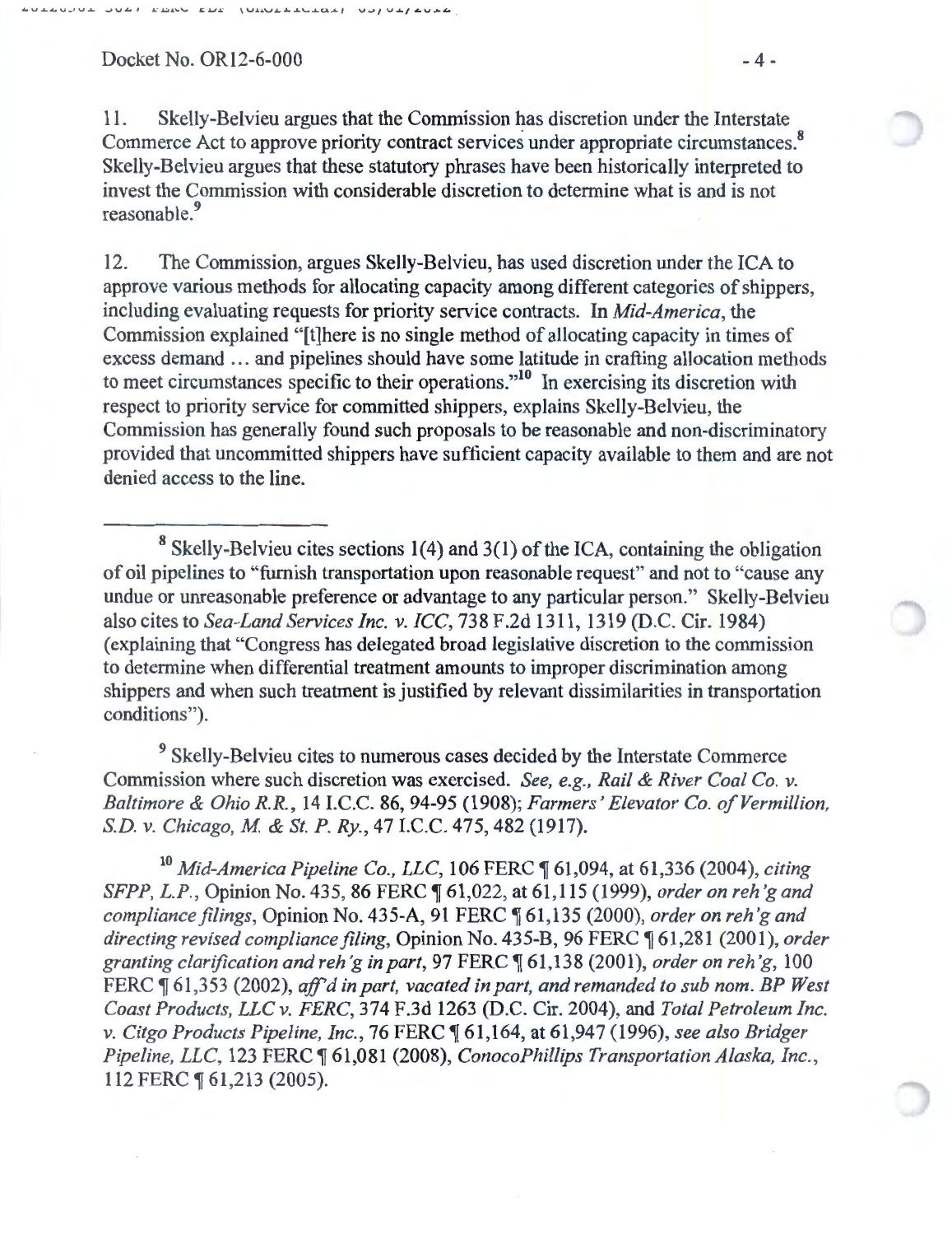11. Skelly-Belvieu argues that the Commission has discretion under the Interstate Commerce Act to approve priority contract services under appropriate circumstances.[8] Skelly-Belvieu argues that these statutory phrases have been historically interpreted to invest the Commission with considerable discretion to determine what is and is not reasonable.[9]

12. The Commission, argues Skelly-Belvieu, has used discretion under the ICA to approve various methods for allocating capacity among different categories of shippers, including evaluating requests for priority service contracts. In *Mid-America*, the Commission explained "[t]here is no single method of allocating capacity in times of excess demand ... and pipelines should have some latitude in crafting allocation methods to meet circumstances specific to their operations."[10] In exercising its discretion with respect to priority service for committed shippers, explains Skelly-Belvieu, the Commission has generally found such proposals to be reasonable and non-discriminatory provided that uncommitted shippers have sufficient capacity available to them and are not denied access to the line.

---

[8] Skelly-Belvieu cites sections 1(4) and 3(1) of the ICA, containing the obligation of oil pipelines to "furnish transportation upon reasonable request" and not to "cause any undue or unreasonable preference or advantage to any particular person." Skelly-Belvieu also cites to *Sea-Land Services Inc. v. ICC*, 738 F.2d 1311, 1319 (D.C. Cir. 1984) (explaining that "Congress has delegated broad legislative discretion to the commission to determine when differential treatment amounts to improper discrimination among shippers and when such treatment is justified by relevant dissimilarities in transportation conditions").

[9] Skelly-Belvieu cites to numerous cases decided by the Interstate Commerce Commission where such discretion was exercised. *See, e.g., Rail & River Coal Co. v. Baltimore & Ohio R.R.*, 14 I.C.C. 86, 94-95 (1908); *Farmers' Elevator Co. of Vermillion, S.D. v. Chicago, M. & St. P. Ry.*, 47 I.C.C. 475, 482 (1917).

[10] *Mid-America Pipeline Co., LLC*, 106 FERC ¶ 61,094, at 61,336 (2004), *citing SFPP, L.P.*, Opinion No. 435, 86 FERC ¶ 61,022, at 61,115 (1999), *order on reh'g and compliance filings*, Opinion No. 435-A, 91 FERC ¶ 61,135 (2000), *order on reh'g and directing revised compliance filing*, Opinion No. 435-B, 96 FERC ¶ 61,281 (2001), *order granting clarification and reh'g in part*, 97 FERC ¶ 61,138 (2001), *order on reh'g*, 100 FERC ¶ 61,353 (2002), *aff'd in part, vacated in part, and remanded to sub nom. BP West Coast Products, LLC v. FERC*, 374 F.3d 1263 (D.C. Cir. 2004), and *Total Petroleum Inc. v. Citgo Products Pipeline, Inc.*, 76 FERC ¶ 61,164, at 61,947 (1996), *see also Bridger Pipeline, LLC*, 123 FERC ¶ 61,081 (2008), *ConocoPhillips Transportation Alaska, Inc.*, 112 FERC ¶ 61,213 (2005).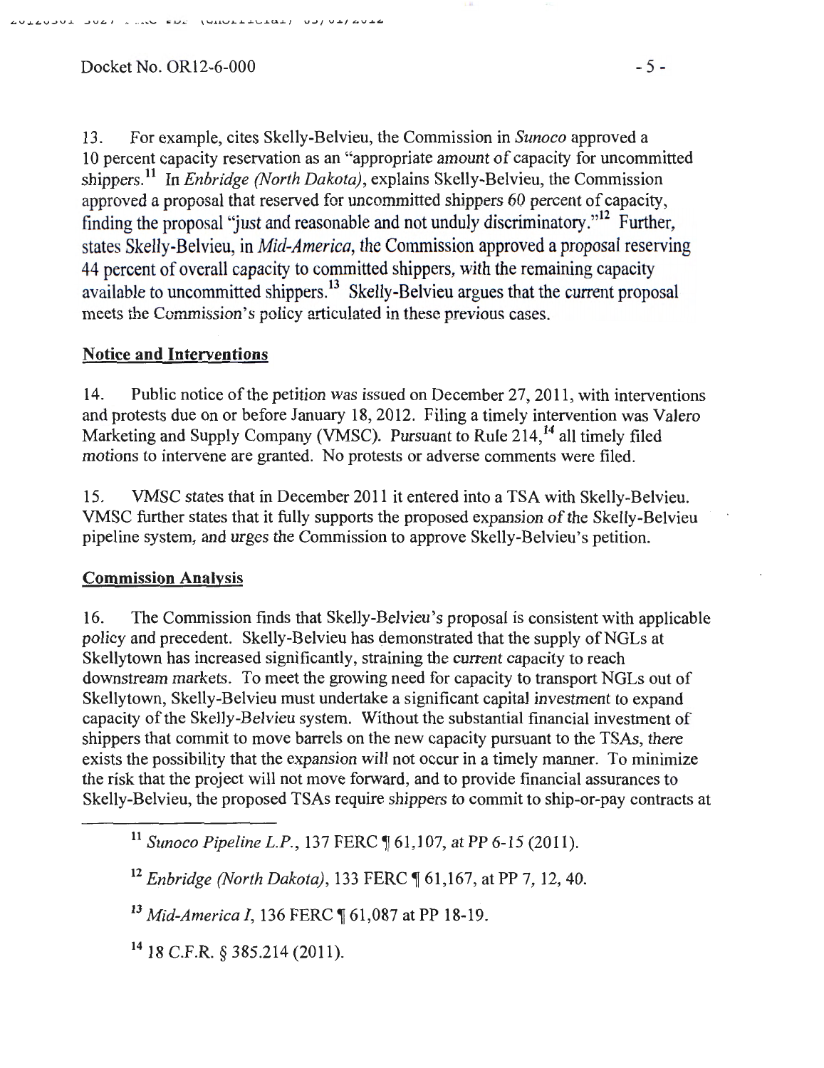13. For example, cites Skelly-Belvieu, the Commission in *Sunoco* approved a 10 percent capacity reservation as an "appropriate amount of capacity for uncommitted shippers.[11] In *Enbridge (North Dakota)*, explains Skelly-Belvieu, the Commission approved a proposal that reserved for uncommitted shippers 60 percent of capacity, finding the proposal "just and reasonable and not unduly discriminatory."[12] Further, states Skelly-Belvieu, in *Mid-America*, the Commission approved a proposal reserving 44 percent of overall capacity to committed shippers, with the remaining capacity available to uncommitted shippers.[13] Skelly-Belvieu argues that the current proposal meets the Commission's policy articulated in these previous cases.

## Notice and Interventions

14. Public notice of the petition was issued on December 27, 2011, with interventions and protests due on or before January 18, 2012. Filing a timely intervention was Valero Marketing and Supply Company (VMSC). Pursuant to Rule 214,[14] all timely filed motions to intervene are granted. No protests or adverse comments were filed.

15. VMSC states that in December 2011 it entered into a TSA with Skelly-Belvieu. VMSC further states that it fully supports the proposed expansion of the Skelly-Belvieu pipeline system, and urges the Commission to approve Skelly-Belvieu's petition.

## Commission Analysis

16. The Commission finds that Skelly-Belvieu's proposal is consistent with applicable policy and precedent. Skelly-Belvieu has demonstrated that the supply of NGLs at Skellytown has increased significantly, straining the current capacity to reach downstream markets. To meet the growing need for capacity to transport NGLs out of Skellytown, Skelly-Belvieu must undertake a significant capital investment to expand capacity of the Skelly-Belvieu system. Without the substantial financial investment of shippers that commit to move barrels on the new capacity pursuant to the TSAs, there exists the possibility that the expansion will not occur in a timely manner. To minimize the risk that the project will not move forward, and to provide financial assurances to Skelly-Belvieu, the proposed TSAs require shippers to commit to ship-or-pay contracts at

---

[11] *Sunoco Pipeline L.P.*, 137 FERC ¶ 61,107, at PP 6-15 (2011).

[12] *Enbridge (North Dakota)*, 133 FERC ¶ 61,167, at PP 7, 12, 40.

[13] *Mid-America I*, 136 FERC ¶ 61,087 at PP 18-19.

[14] 18 C.F.R. § 385.214 (2011).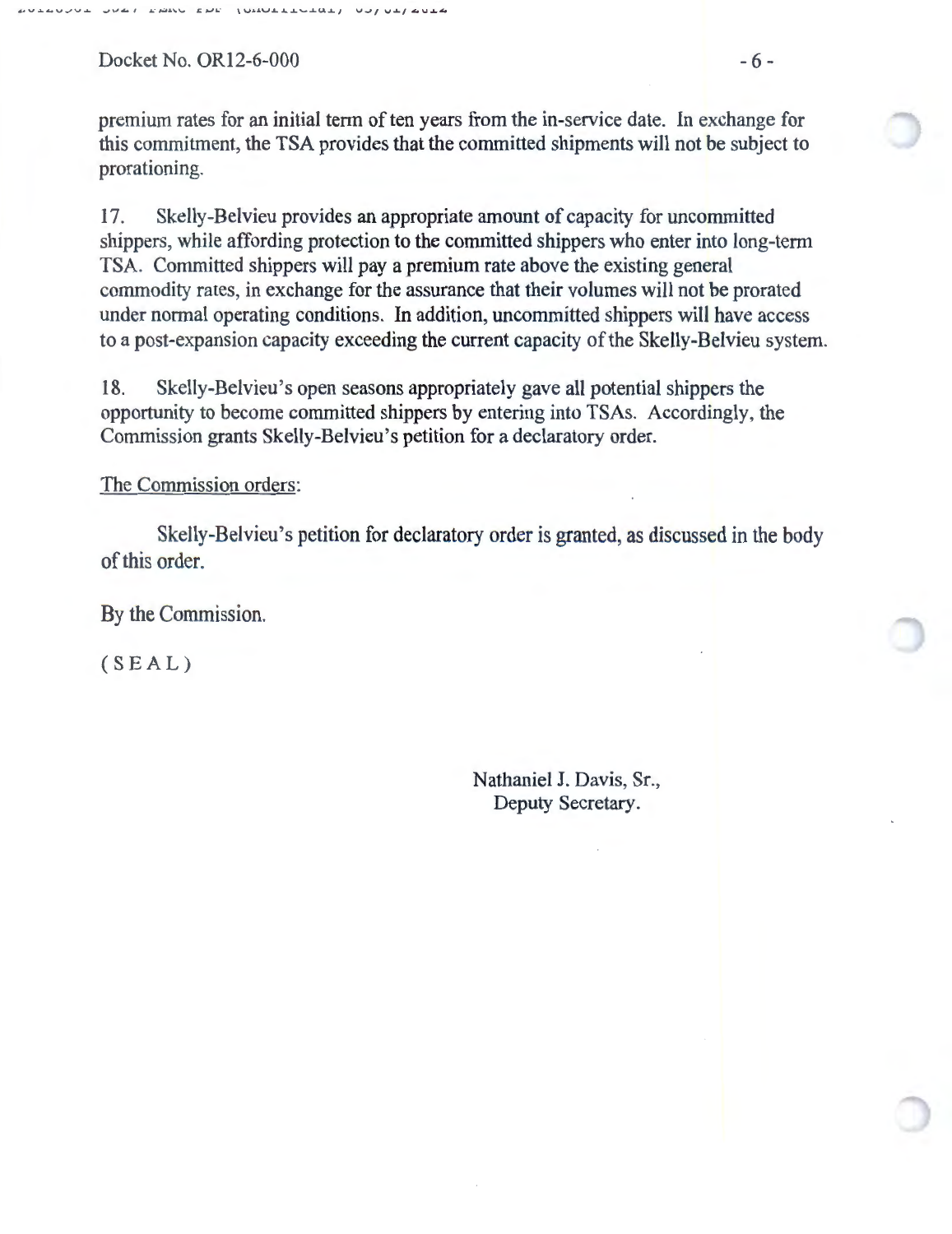premium rates for an initial term of ten years from the in-service date. In exchange for this commitment, the TSA provides that the committed shipments will not be subject to prorationing.

17. Skelly-Belvieu provides an appropriate amount of capacity for uncommitted shippers, while affording protection to the committed shippers who enter into long-term TSA. Committed shippers will pay a premium rate above the existing general commodity rates, in exchange for the assurance that their volumes will not be prorated under normal operating conditions. In addition, uncommitted shippers will have access to a post-expansion capacity exceeding the current capacity of the Skelly-Belvieu system.

18. Skelly-Belvieu's open seasons appropriately gave all potential shippers the opportunity to become committed shippers by entering into TSAs. Accordingly, the Commission grants Skelly-Belvieu's petition for a declaratory order.

The Commission orders:

Skelly-Belvieu's petition for declaratory order is granted, as discussed in the body of this order.

By the Commission.

( S E A L )

Nathaniel J. Davis, Sr.,
Deputy Secretary.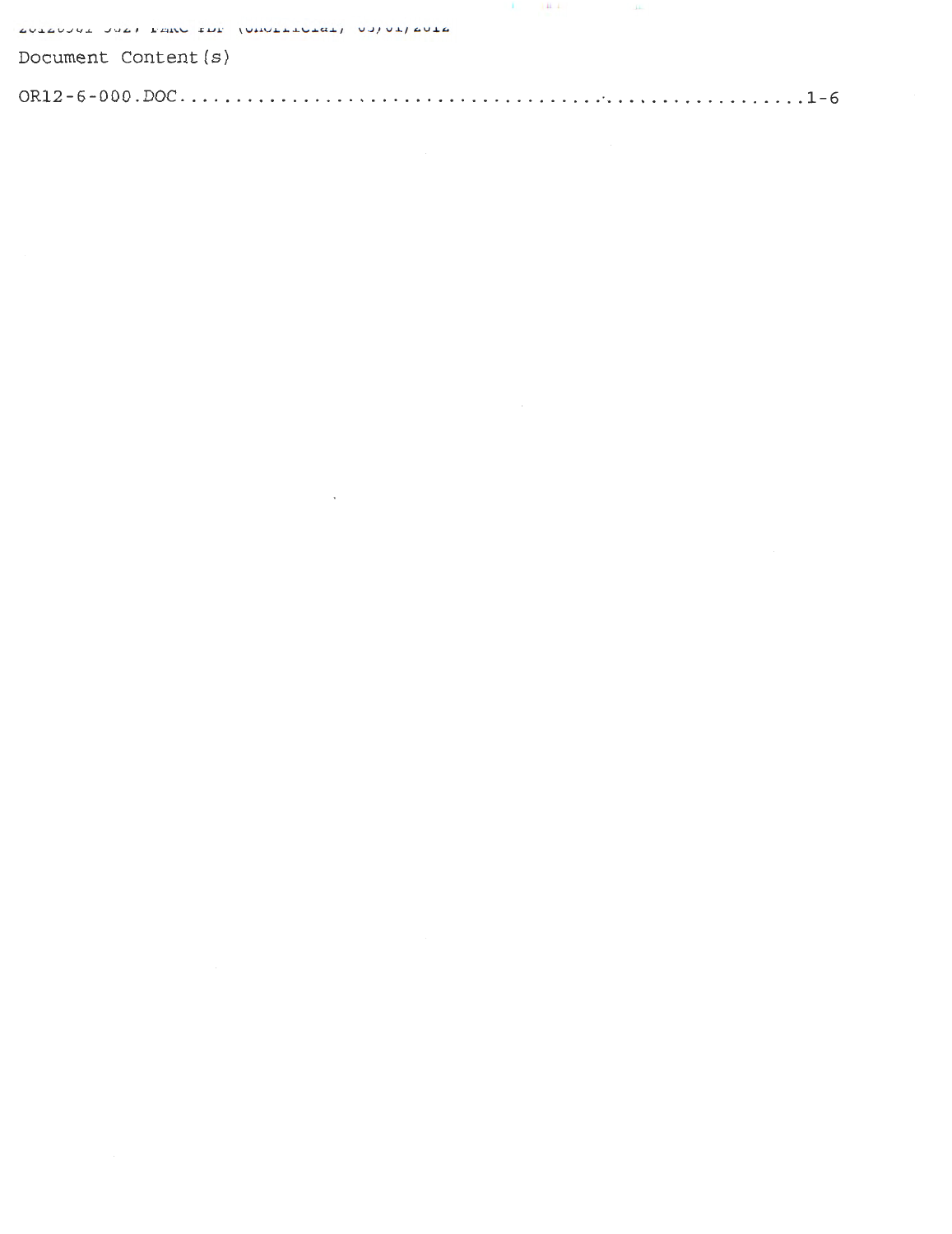Document Content(s)

OR12-6-000.DOC.......................................................1-6